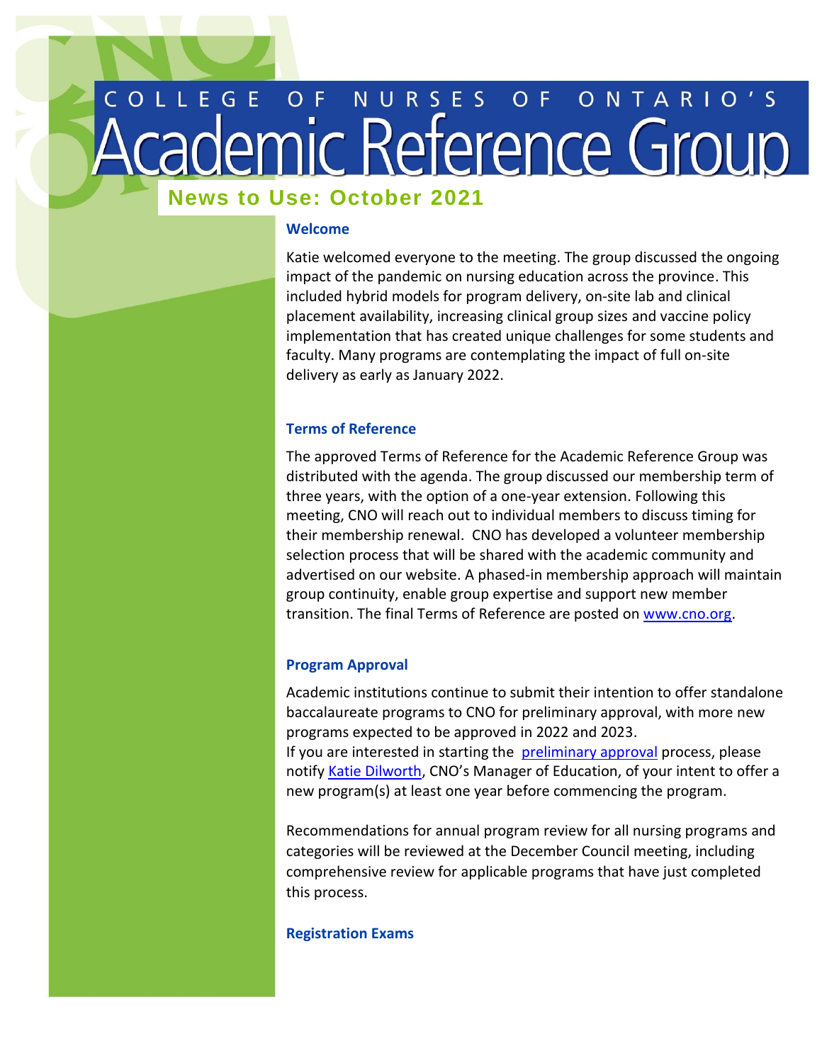# College of Nurses of Ontario's Academic Reference Group

## News to Use: October 2021

### Welcome

Katie welcomed everyone to the meeting. The group discussed the ongoing impact of the pandemic on nursing education across the province. This included hybrid models for program delivery, on-site lab and clinical placement availability, increasing clinical group sizes and vaccine policy implementation that has created unique challenges for some students and faculty. Many programs are contemplating the impact of full on-site delivery as early as January 2022.

### Terms of Reference

The approved Terms of Reference for the Academic Reference Group was distributed with the agenda. The group discussed our membership term of three years, with the option of a one-year extension. Following this meeting, CNO will reach out to individual members to discuss timing for their membership renewal. CNO has developed a volunteer membership selection process that will be shared with the academic community and advertised on our website. A phased-in membership approach will maintain group continuity, enable group expertise and support new member transition. The final Terms of Reference are posted on www.cno.org.

### Program Approval

Academic institutions continue to submit their intention to offer standalone baccalaureate programs to CNO for preliminary approval, with more new programs expected to be approved in 2022 and 2023.
If you are interested in starting the preliminary approval process, please notify Katie Dilworth, CNO's Manager of Education, of your intent to offer a new program(s) at least one year before commencing the program.

Recommendations for annual program review for all nursing programs and categories will be reviewed at the December Council meeting, including comprehensive review for applicable programs that have just completed this process.

### Registration Exams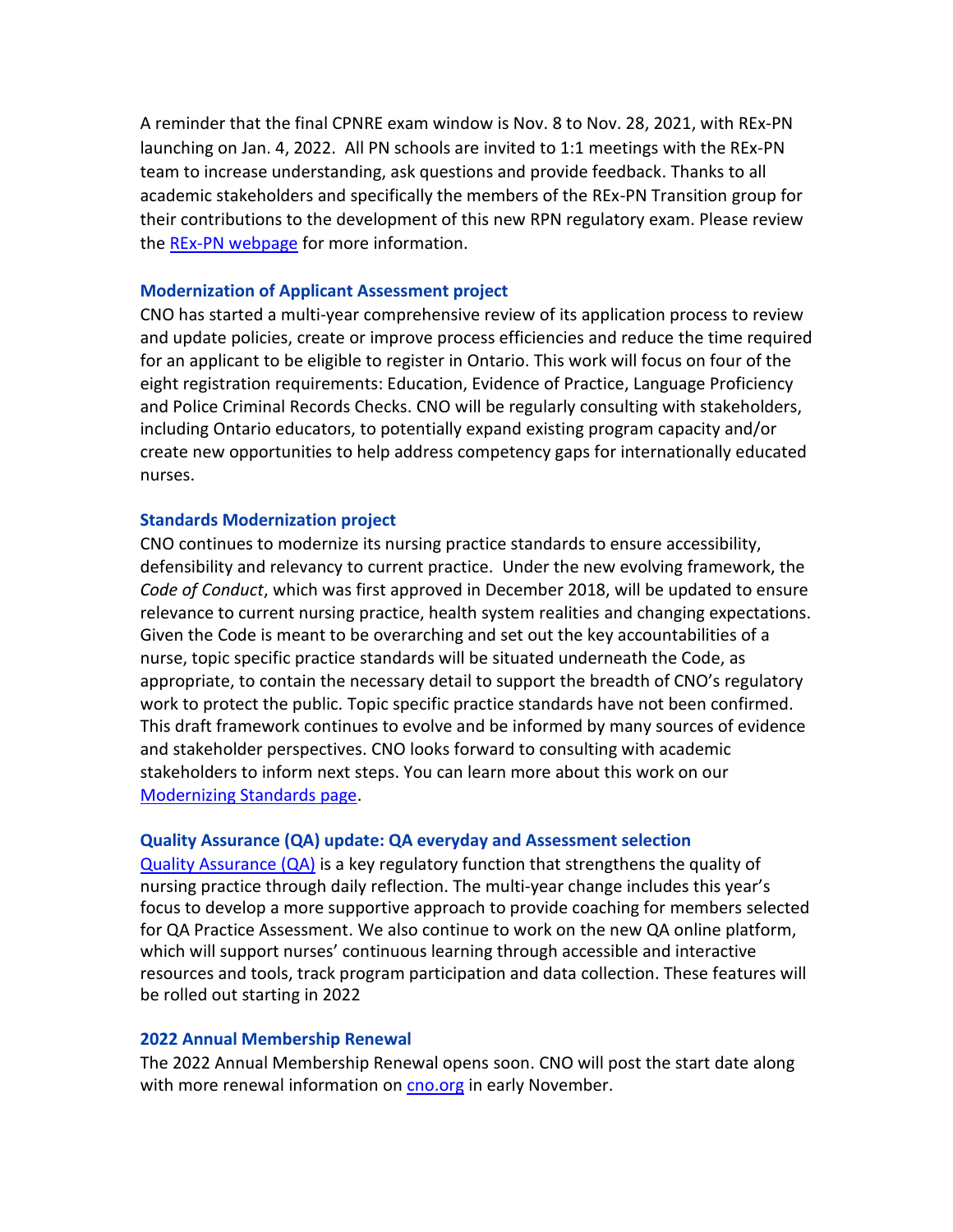A reminder that the final CPNRE exam window is Nov. 8 to Nov. 28, 2021, with REx-PN launching on Jan. 4, 2022. All PN schools are invited to 1:1 meetings with the REx-PN team to increase understanding, ask questions and provide feedback. Thanks to all academic stakeholders and specifically the members of the REx-PN Transition group for their contributions to the development of this new RPN regulatory exam. Please review the [REx-PN webpage](#) for more information.

### Modernization of Applicant Assessment project

CNO has started a multi-year comprehensive review of its application process to review and update policies, create or improve process efficiencies and reduce the time required for an applicant to be eligible to register in Ontario. This work will focus on four of the eight registration requirements: Education, Evidence of Practice, Language Proficiency and Police Criminal Records Checks. CNO will be regularly consulting with stakeholders, including Ontario educators, to potentially expand existing program capacity and/or create new opportunities to help address competency gaps for internationally educated nurses.

### Standards Modernization project

CNO continues to modernize its nursing practice standards to ensure accessibility, defensibility and relevancy to current practice. Under the new evolving framework, the *Code of Conduct*, which was first approved in December 2018, will be updated to ensure relevance to current nursing practice, health system realities and changing expectations. Given the Code is meant to be overarching and set out the key accountabilities of a nurse, topic specific practice standards will be situated underneath the Code, as appropriate, to contain the necessary detail to support the breadth of CNO's regulatory work to protect the public. Topic specific practice standards have not been confirmed. This draft framework continues to evolve and be informed by many sources of evidence and stakeholder perspectives. CNO looks forward to consulting with academic stakeholders to inform next steps. You can learn more about this work on our [Modernizing Standards page](#).

### Quality Assurance (QA) update: QA everyday and Assessment selection

[Quality Assurance (QA)](#) is a key regulatory function that strengthens the quality of nursing practice through daily reflection. The multi-year change includes this year's focus to develop a more supportive approach to provide coaching for members selected for QA Practice Assessment. We also continue to work on the new QA online platform, which will support nurses' continuous learning through accessible and interactive resources and tools, track program participation and data collection. These features will be rolled out starting in 2022

### 2022 Annual Membership Renewal

The 2022 Annual Membership Renewal opens soon. CNO will post the start date along with more renewal information on [cno.org](#) in early November.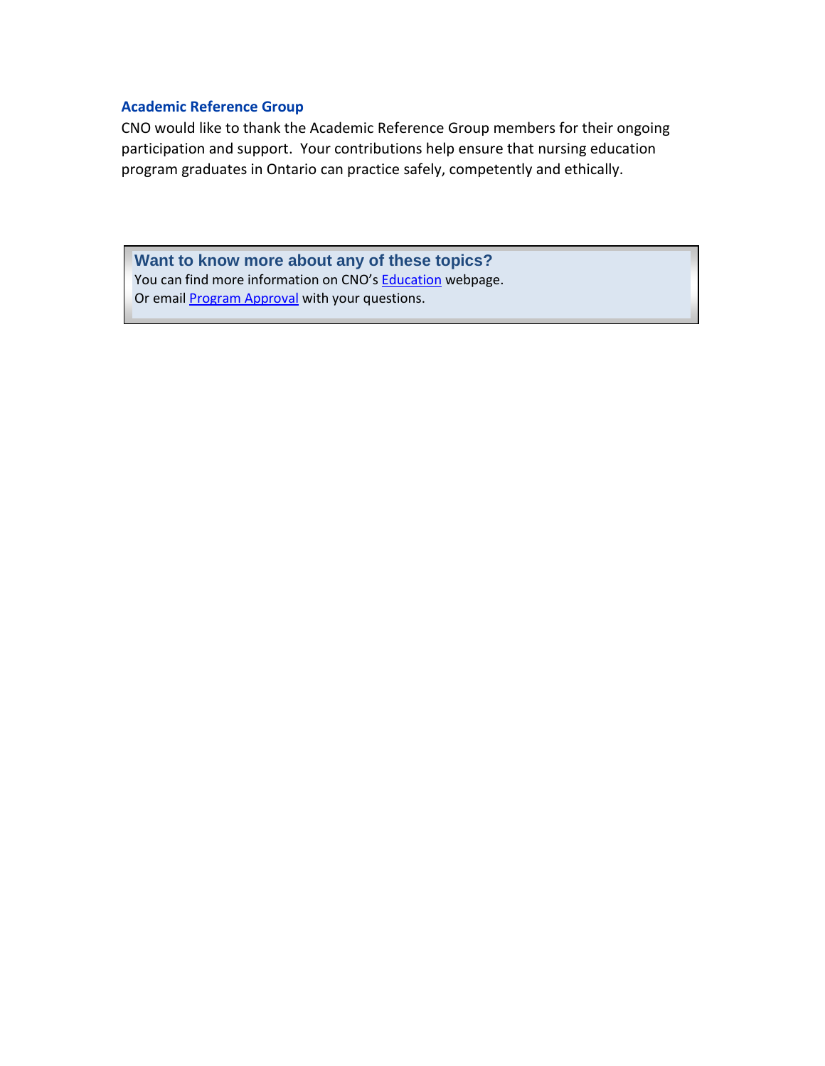### Academic Reference Group

CNO would like to thank the Academic Reference Group members for their ongoing participation and support. Your contributions help ensure that nursing education program graduates in Ontario can practice safely, competently and ethically.

**Want to know more about any of these topics?**

You can find more information on CNO's Education webpage.
Or email Program Approval with your questions.